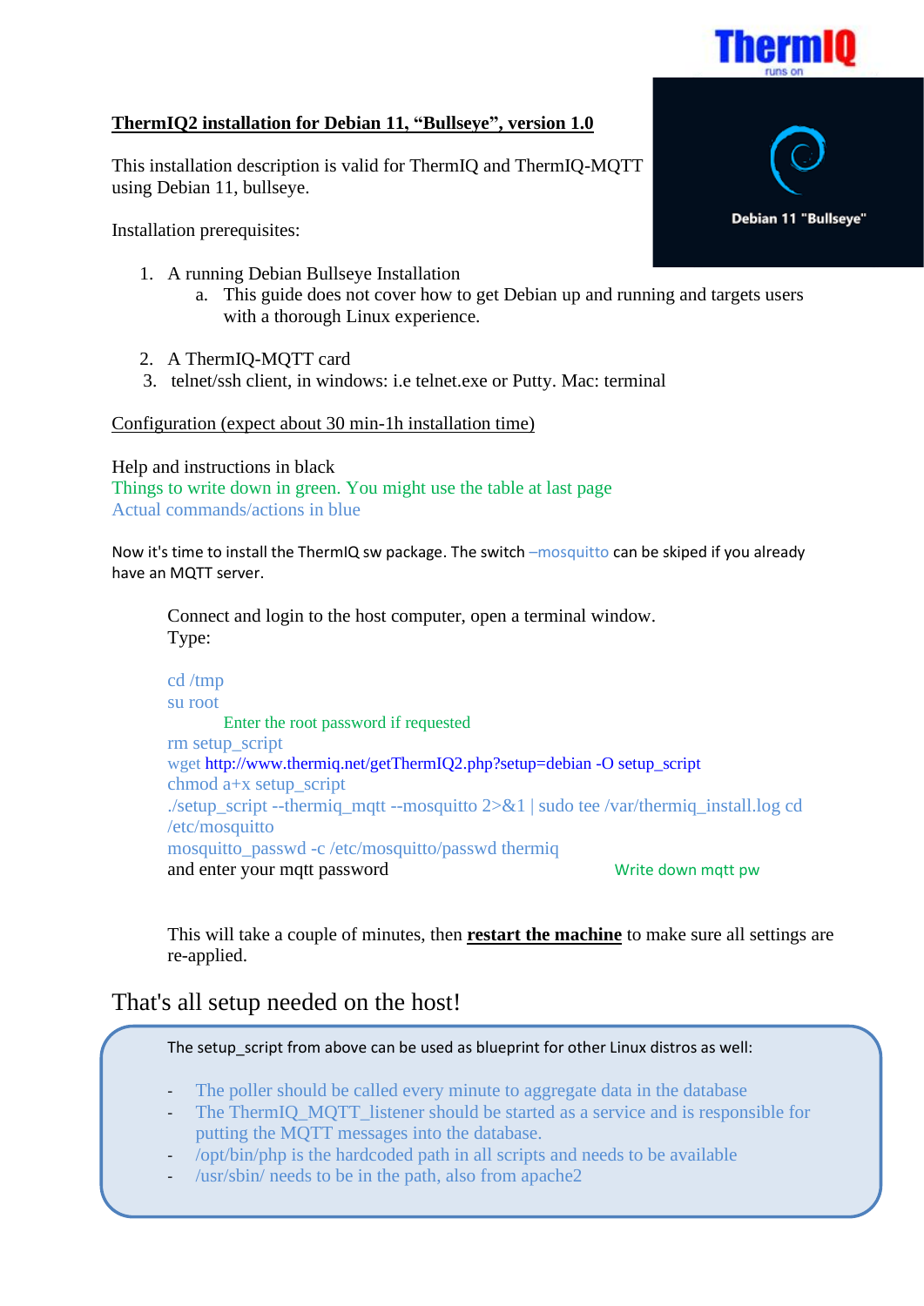**ThermIQ2 installation for Debian 11, "Bullseye", version 1.0**

This installation description is valid for ThermIQ and ThermIQ-MQTT using Debian 11, bullseye.

Installation prerequisites:

1. A running Debian Bullseye Installation
   a. This guide does not cover how to get Debian up and running and targets users with a thorough Linux experience.

2. A ThermIQ-MQTT card
3. telnet/ssh client, in windows: i.e telnet.exe or Putty. Mac: terminal

Configuration (expect about 30 min-1h installation time)

Help and instructions in black
Things to write down in green. You might use the table at last page
Actual commands/actions in blue

Now it's time to install the ThermIQ sw package. The switch –mosquitto can be skiped if you already have an MQTT server.

Connect and login to the host computer, open a terminal window.
Type:

```
cd /tmp
su root
        Enter the root password if requested
rm setup_script
wget http://www.thermiq.net/getThermIQ2.php?setup=debian -O setup_script
chmod a+x setup_script
./setup_script --thermiq_mqtt --mosquitto 2>&1 | sudo tee /var/thermiq_install.log cd /etc/mosquitto
mosquitto_passwd -c /etc/mosquitto/passwd thermiq
```

and enter your mqtt password — Write down mqtt pw

This will take a couple of minutes, then **restart the machine** to make sure all settings are re-applied.

## That's all setup needed on the host!

The setup_script from above can be used as blueprint for other Linux distros as well:

- The poller should be called every minute to aggregate data in the database
- The ThermIQ_MQTT_listener should be started as a service and is responsible for putting the MQTT messages into the database.
- /opt/bin/php is the hardcoded path in all scripts and needs to be available
- /usr/sbin/ needs to be in the path, also from apache2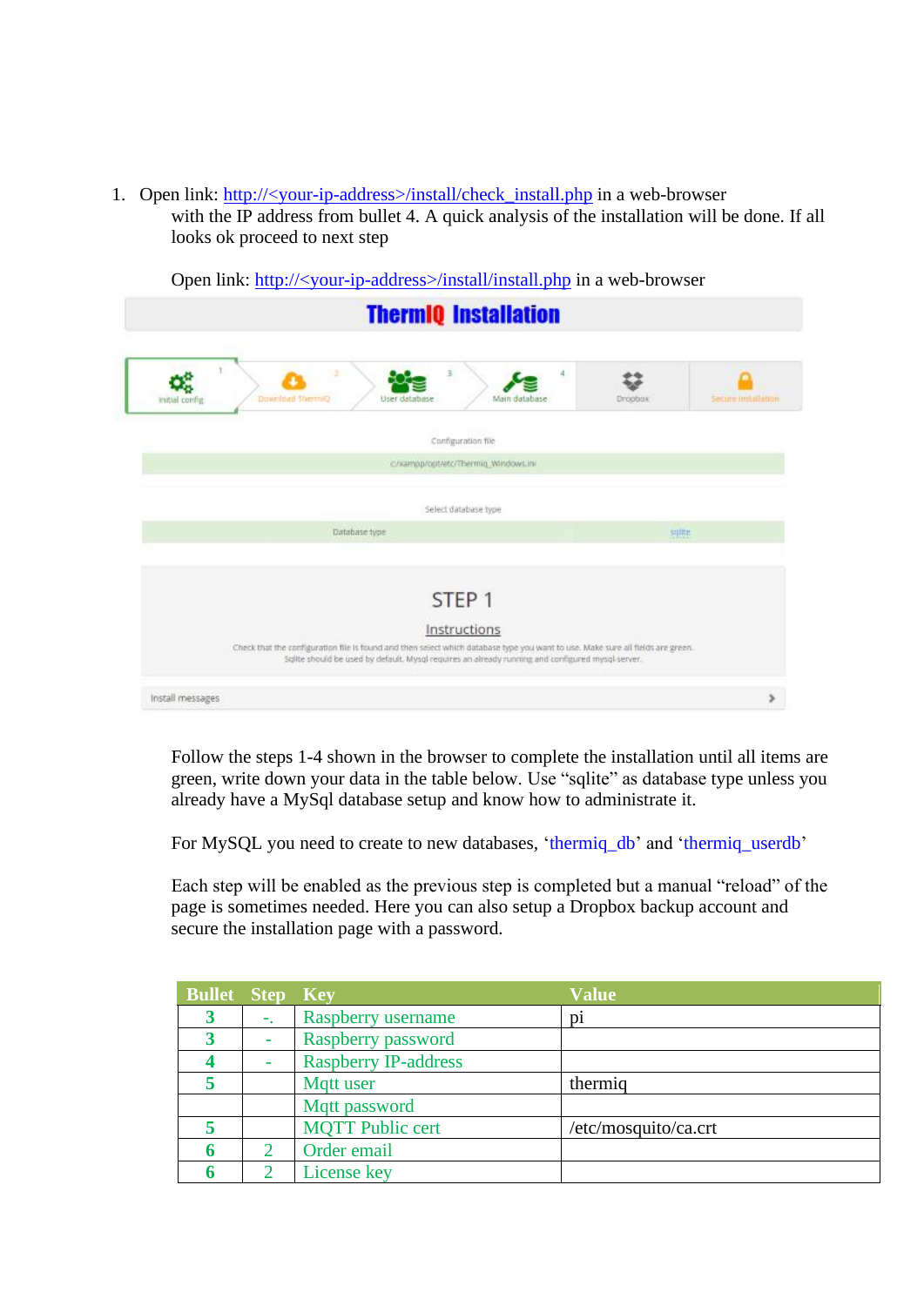1. Open link: http://<your-ip-address>/install/check_install.php in a web-browser with the IP address from bullet 4. A quick analysis of the installation will be done. If all looks ok proceed to next step

   Open link: http://<your-ip-address>/install/install.php in a web-browser

   Follow the steps 1-4 shown in the browser to complete the installation until all items are green, write down your data in the table below. Use "sqlite" as database type unless you already have a MySql database setup and know how to administrate it.

   For MySQL you need to create to new databases, 'thermiq_db' and 'thermiq_userdb'

   Each step will be enabled as the previous step is completed but a manual "reload" of the page is sometimes needed. Here you can also setup a Dropbox backup account and secure the installation page with a password.

| Bullet | Step | Key | Value |
|---|---|---|---|
| 3 | -. | Raspberry username | pi |
| 3 | - | Raspberry password | |
| 4 | - | Raspberry IP-address | |
| 5 | | Mqtt user | thermiq |
| | | Mqtt password | |
| 5 | | MQTT Public cert | /etc/mosquito/ca.crt |
| 6 | 2 | Order email | |
| 6 | 2 | License key | |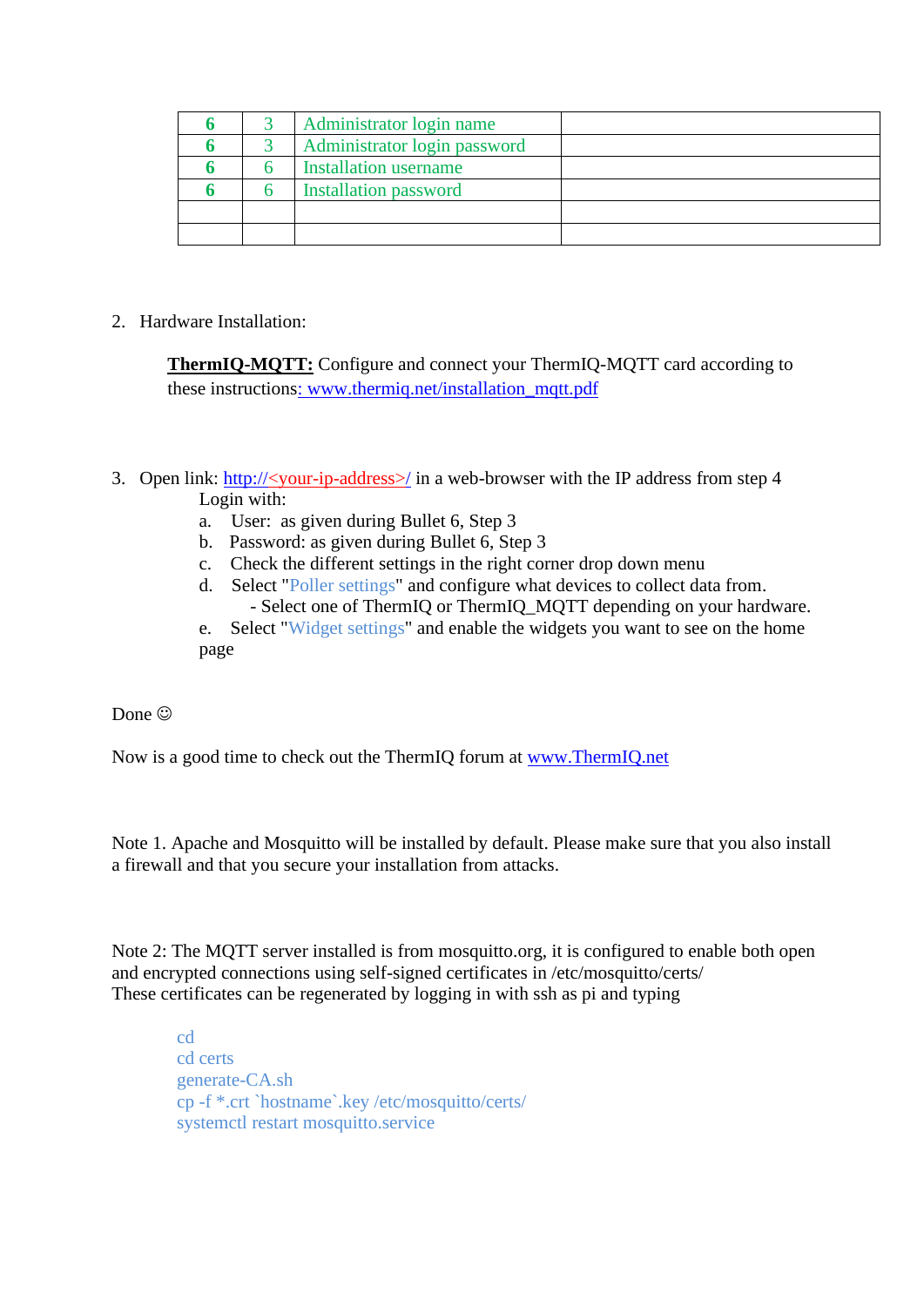| 6 | 3 | Administrator login name | |
|---|---|---|---|
| 6 | 3 | Administrator login password | |
| 6 | 6 | Installation username | |
| 6 | 6 | Installation password | |
| | | | |
| | | | |

2. Hardware Installation:

   **ThermIQ-MQTT:** Configure and connect your ThermIQ-MQTT card according to these instructions: www.thermiq.net/installation_mqtt.pdf

3. Open link: http://<your-ip-address>/ in a web-browser with the IP address from step 4
   Login with:
   a. User: as given during Bullet 6, Step 3
   b. Password: as given during Bullet 6, Step 3
   c. Check the different settings in the right corner drop down menu
   d. Select "Poller settings" and configure what devices to collect data from.
      - Select one of ThermIQ or ThermIQ_MQTT depending on your hardware.
   e. Select "Widget settings" and enable the widgets you want to see on the home page

Done ☺

Now is a good time to check out the ThermIQ forum at www.ThermIQ.net

Note 1. Apache and Mosquitto will be installed by default. Please make sure that you also install a firewall and that you secure your installation from attacks.

Note 2: The MQTT server installed is from mosquitto.org, it is configured to enable both open and encrypted connections using self-signed certificates in /etc/mosquitto/certs/
These certificates can be regenerated by logging in with ssh as pi and typing

```
cd
cd certs
generate-CA.sh
cp -f *.crt `hostname`.key /etc/mosquitto/certs/
systemctl restart mosquitto.service
```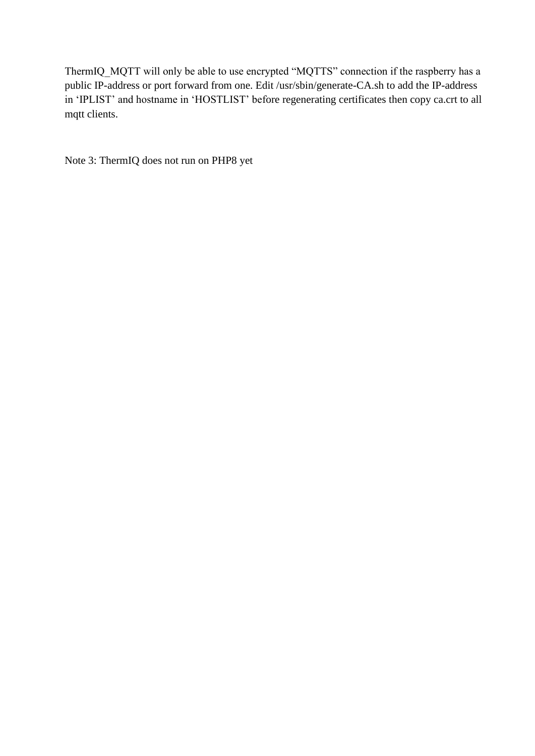ThermIQ_MQTT will only be able to use encrypted “MQTTS” connection if the raspberry has a public IP-address or port forward from one. Edit /usr/sbin/generate-CA.sh to add the IP-address in ‘IPLIST’ and hostname in ‘HOSTLIST’ before regenerating certificates then copy ca.crt to all mqtt clients.

Note 3: ThermIQ does not run on PHP8 yet